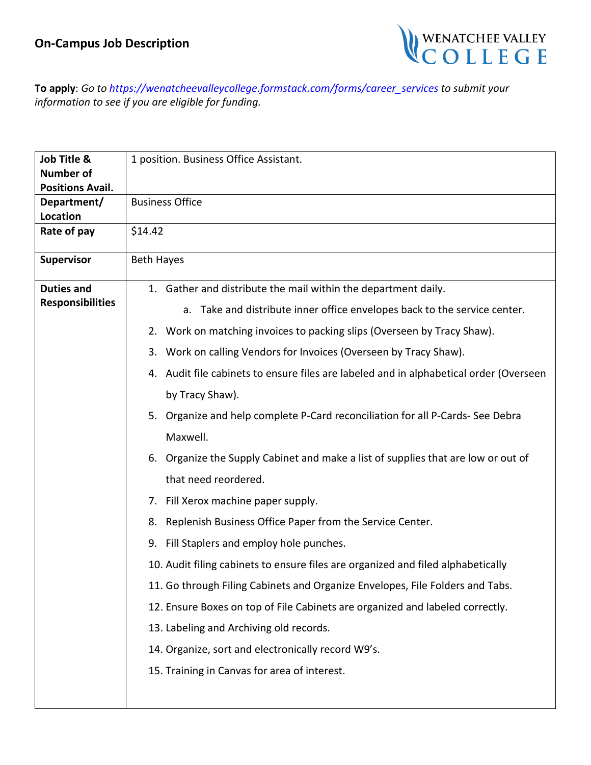# On-Campus Job Description

**To apply**: *Go to https://wenatcheevalleycollege.formstack.com/forms/career_services to submit your information to see if you are eligible for funding.*

| | |
|---|---|
| **Job Title & Number of Positions Avail.** | 1 position. Business Office Assistant. |
| **Department/ Location** | Business Office |
| **Rate of pay** | $14.42 |
| **Supervisor** | Beth Hayes |
| **Duties and Responsibilities** | 1. Gather and distribute the mail within the department daily.<br>a. Take and distribute inner office envelopes back to the service center.<br>2. Work on matching invoices to packing slips (Overseen by Tracy Shaw).<br>3. Work on calling Vendors for Invoices (Overseen by Tracy Shaw).<br>4. Audit file cabinets to ensure files are labeled and in alphabetical order (Overseen by Tracy Shaw).<br>5. Organize and help complete P-Card reconciliation for all P-Cards- See Debra Maxwell.<br>6. Organize the Supply Cabinet and make a list of supplies that are low or out of that need reordered.<br>7. Fill Xerox machine paper supply.<br>8. Replenish Business Office Paper from the Service Center.<br>9. Fill Staplers and employ hole punches.<br>10. Audit filing cabinets to ensure files are organized and filed alphabetically<br>11. Go through Filing Cabinets and Organize Envelopes, File Folders and Tabs.<br>12. Ensure Boxes on top of File Cabinets are organized and labeled correctly.<br>13. Labeling and Archiving old records.<br>14. Organize, sort and electronically record W9's.<br>15. Training in Canvas for area of interest. |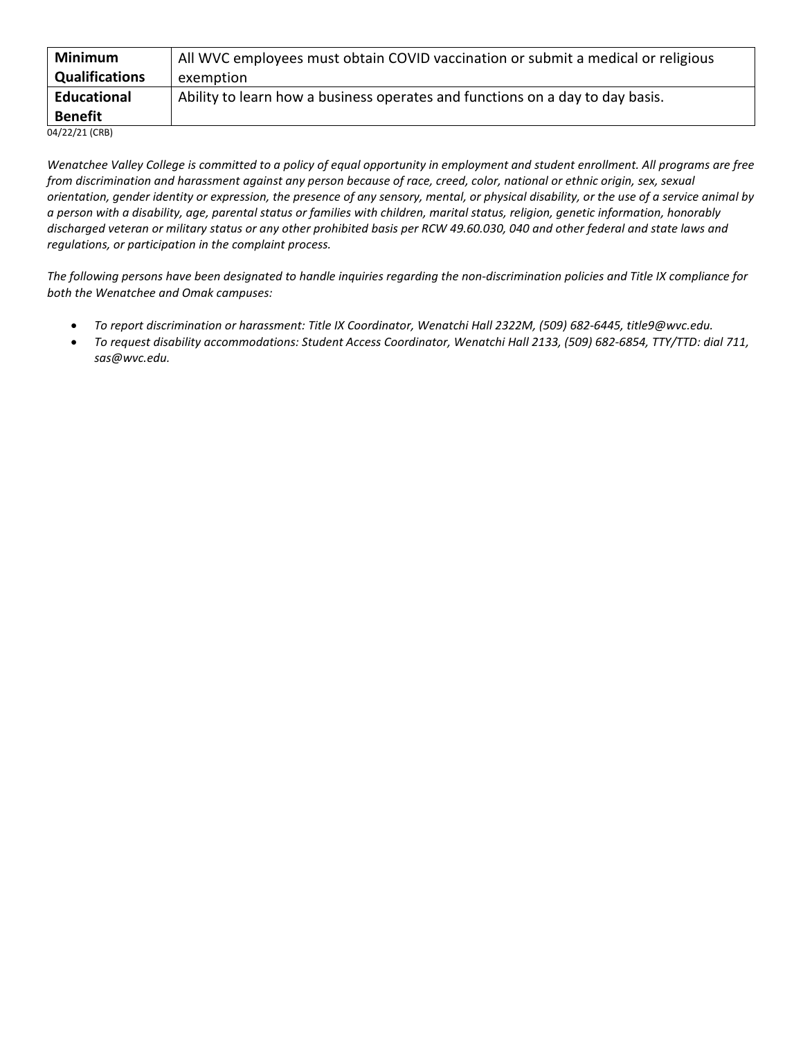| | |
|---|---|
| **Minimum Qualifications** | All WVC employees must obtain COVID vaccination or submit a medical or religious exemption |
| **Educational Benefit** | Ability to learn how a business operates and functions on a day to day basis. |

04/22/21 (CRB)

*Wenatchee Valley College is committed to a policy of equal opportunity in employment and student enrollment. All programs are free from discrimination and harassment against any person because of race, creed, color, national or ethnic origin, sex, sexual orientation, gender identity or expression, the presence of any sensory, mental, or physical disability, or the use of a service animal by a person with a disability, age, parental status or families with children, marital status, religion, genetic information, honorably discharged veteran or military status or any other prohibited basis per RCW 49.60.030, 040 and other federal and state laws and regulations, or participation in the complaint process.*

*The following persons have been designated to handle inquiries regarding the non-discrimination policies and Title IX compliance for both the Wenatchee and Omak campuses:*

- *To report discrimination or harassment: Title IX Coordinator, Wenatchi Hall 2322M, (509) 682-6445, title9@wvc.edu.*
- *To request disability accommodations: Student Access Coordinator, Wenatchi Hall 2133, (509) 682-6854, TTY/TTD: dial 711, sas@wvc.edu.*